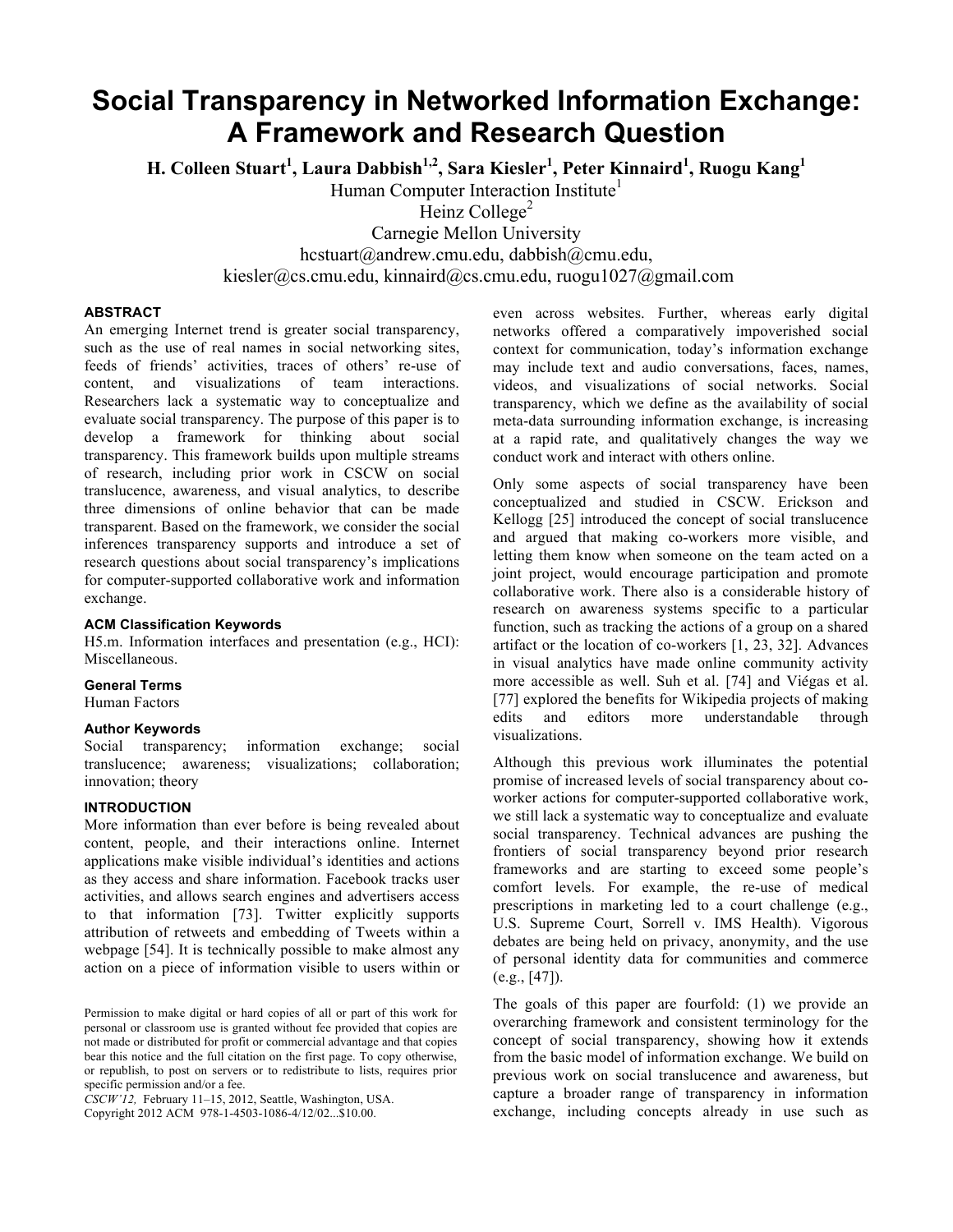# Social Transparency in Networked Information Exchange: A Framework and Research Question

**H. Colleen Stuart[1], Laura Dabbish[1,2], Sara Kiesler[1], Peter Kinnaird[1], Ruogu Kang[1]**

Human Computer Interaction Institute[1]
Heinz College[2]
Carnegie Mellon University
hcstuart@andrew.cmu.edu, dabbish@cmu.edu,
kiesler@cs.cmu.edu, kinnaird@cs.cmu.edu, ruogu1027@gmail.com

## ABSTRACT

An emerging Internet trend is greater social transparency, such as the use of real names in social networking sites, feeds of friends' activities, traces of others' re-use of content, and visualizations of team interactions. Researchers lack a systematic way to conceptualize and evaluate social transparency. The purpose of this paper is to develop a framework for thinking about social transparency. This framework builds upon multiple streams of research, including prior work in CSCW on social translucence, awareness, and visual analytics, to describe three dimensions of online behavior that can be made transparent. Based on the framework, we consider the social inferences transparency supports and introduce a set of research questions about social transparency's implications for computer-supported collaborative work and information exchange.

### ACM Classification Keywords

H5.m. Information interfaces and presentation (e.g., HCI): Miscellaneous.

### General Terms

Human Factors

### Author Keywords

Social transparency; information exchange; social translucence; awareness; visualizations; collaboration; innovation; theory

## INTRODUCTION

More information than ever before is being revealed about content, people, and their interactions online. Internet applications make visible individual's identities and actions as they access and share information. Facebook tracks user activities, and allows search engines and advertisers access to that information [73]. Twitter explicitly supports attribution of retweets and embedding of Tweets within a webpage [54]. It is technically possible to make almost any action on a piece of information visible to users within or even across websites. Further, whereas early digital networks offered a comparatively impoverished social context for communication, today's information exchange may include text and audio conversations, faces, names, videos, and visualizations of social networks. Social transparency, which we define as the availability of social meta-data surrounding information exchange, is increasing at a rapid rate, and qualitatively changes the way we conduct work and interact with others online.

Only some aspects of social transparency have been conceptualized and studied in CSCW. Erickson and Kellogg [25] introduced the concept of social translucence and argued that making co-workers more visible, and letting them know when someone on the team acted on a joint project, would encourage participation and promote collaborative work. There also is a considerable history of research on awareness systems specific to a particular function, such as tracking the actions of a group on a shared artifact or the location of co-workers [1, 23, 32]. Advances in visual analytics have made online community activity more accessible as well. Suh et al. [74] and Viégas et al. [77] explored the benefits for Wikipedia projects of making edits and editors more understandable through visualizations.

Although this previous work illuminates the potential promise of increased levels of social transparency about co-worker actions for computer-supported collaborative work, we still lack a systematic way to conceptualize and evaluate social transparency. Technical advances are pushing the frontiers of social transparency beyond prior research frameworks and are starting to exceed some people's comfort levels. For example, the re-use of medical prescriptions in marketing led to a court challenge (e.g., U.S. Supreme Court, Sorrell v. IMS Health). Vigorous debates are being held on privacy, anonymity, and the use of personal identity data for communities and commerce (e.g., [47]).

The goals of this paper are fourfold: (1) we provide an overarching framework and consistent terminology for the concept of social transparency, showing how it extends from the basic model of information exchange. We build on previous work on social translucence and awareness, but capture a broader range of transparency in information exchange, including concepts already in use such as

Permission to make digital or hard copies of all or part of this work for personal or classroom use is granted without fee provided that copies are not made or distributed for profit or commercial advantage and that copies bear this notice and the full citation on the first page. To copy otherwise, or republish, to post on servers or to redistribute to lists, requires prior specific permission and/or a fee.
*CSCW'12,* February 11–15, 2012, Seattle, Washington, USA.
Copyright 2012 ACM 978-1-4503-1086-4/12/02...$10.00.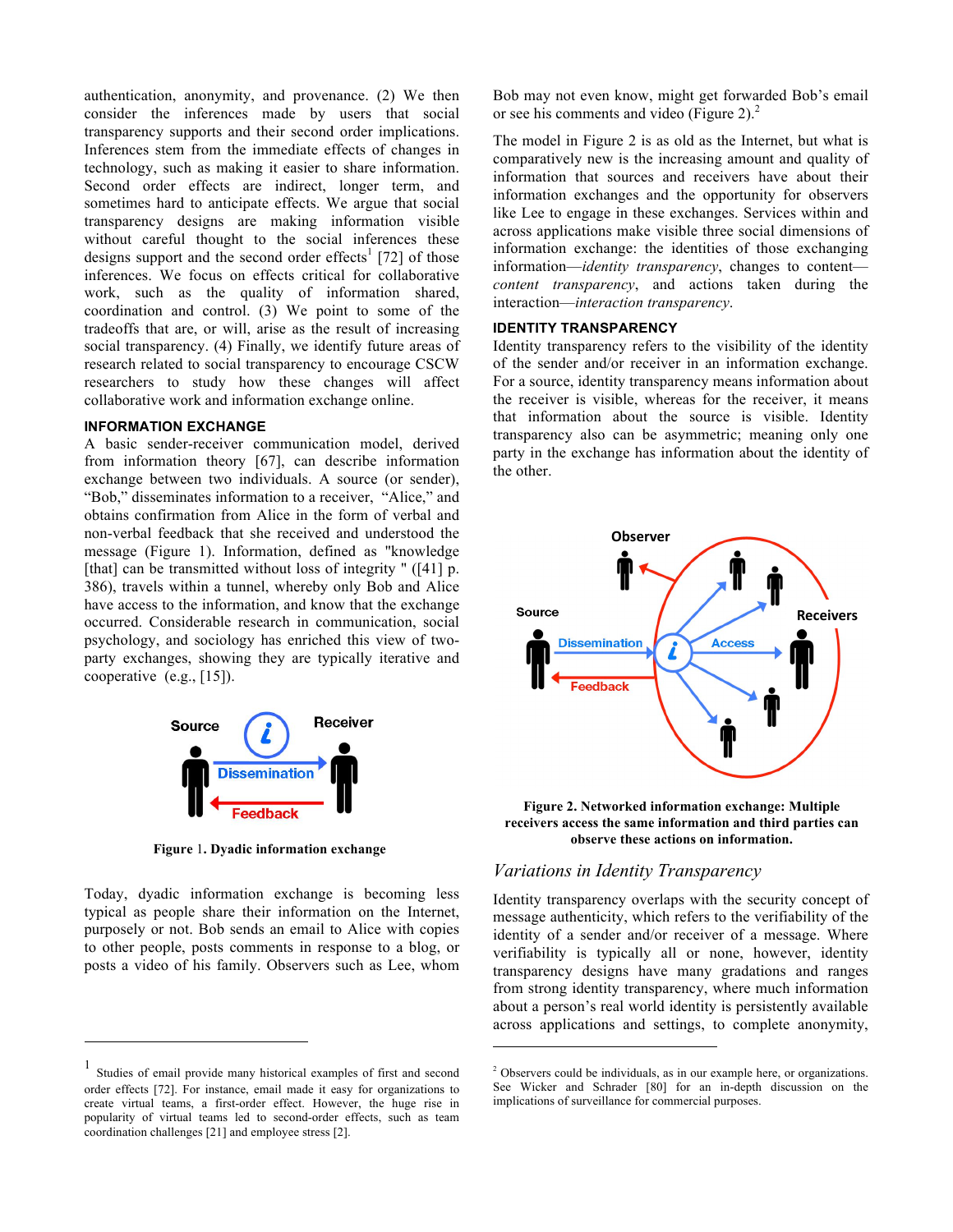authentication, anonymity, and provenance. (2) We then consider the inferences made by users that social transparency supports and their second order implications. Inferences stem from the immediate effects of changes in technology, such as making it easier to share information. Second order effects are indirect, longer term, and sometimes hard to anticipate effects. We argue that social transparency designs are making information visible without careful thought to the social inferences these designs support and the second order effects[1] [72] of those inferences. We focus on effects critical for collaborative work, such as the quality of information shared, coordination and control. (3) We point to some of the tradeoffs that are, or will, arise as the result of increasing social transparency. (4) Finally, we identify future areas of research related to social transparency to encourage CSCW researchers to study how these changes will affect collaborative work and information exchange online.

## INFORMATION EXCHANGE

A basic sender-receiver communication model, derived from information theory [67], can describe information exchange between two individuals. A source (or sender), "Bob," disseminates information to a receiver, "Alice," and obtains confirmation from Alice in the form of verbal and non-verbal feedback that she received and understood the message (Figure 1). Information, defined as "knowledge [that] can be transmitted without loss of integrity " ([41] p. 386), travels within a tunnel, whereby only Bob and Alice have access to the information, and know that the exchange occurred. Considerable research in communication, social psychology, and sociology has enriched this view of two-party exchanges, showing they are typically iterative and cooperative (e.g., [15]).

**Figure 1. Dyadic information exchange**

Today, dyadic information exchange is becoming less typical as people share their information on the Internet, purposely or not. Bob sends an email to Alice with copies to other people, posts comments in response to a blog, or posts a video of his family. Observers such as Lee, whom Bob may not even know, might get forwarded Bob's email or see his comments and video (Figure 2).[2]

The model in Figure 2 is as old as the Internet, but what is comparatively new is the increasing amount and quality of information that sources and receivers have about their information exchanges and the opportunity for observers like Lee to engage in these exchanges. Services within and across applications make visible three social dimensions of information exchange: the identities of those exchanging information—*identity transparency*, changes to content—*content transparency*, and actions taken during the interaction—*interaction transparency*.

## IDENTITY TRANSPARENCY

Identity transparency refers to the visibility of the identity of the sender and/or receiver in an information exchange. For a source, identity transparency means information about the receiver is visible, whereas for the receiver, it means that information about the source is visible. Identity transparency also can be asymmetric; meaning only one party in the exchange has information about the identity of the other.

**Figure 2. Networked information exchange: Multiple receivers access the same information and third parties can observe these actions on information.**

### *Variations in Identity Transparency*

Identity transparency overlaps with the security concept of message authenticity, which refers to the verifiability of the identity of a sender and/or receiver of a message. Where verifiability is typically all or none, however, identity transparency designs have many gradations and ranges from strong identity transparency, where much information about a person's real world identity is persistently available across applications and settings, to complete anonymity,

---

[1] Studies of email provide many historical examples of first and second order effects [72]. For instance, email made it easy for organizations to create virtual teams, a first-order effect. However, the huge rise in popularity of virtual teams led to second-order effects, such as team coordination challenges [21] and employee stress [2].

[2] Observers could be individuals, as in our example here, or organizations. See Wicker and Schrader [80] for an in-depth discussion on the implications of surveillance for commercial purposes.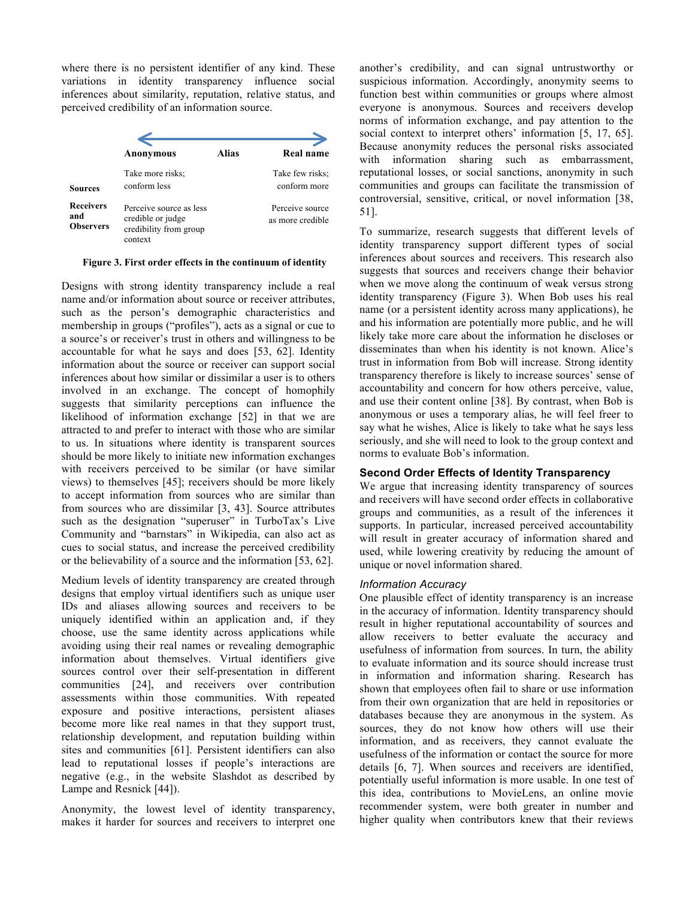where there is no persistent identifier of any kind. These variations in identity transparency influence social inferences about similarity, reputation, relative status, and perceived credibility of an information source.

| | Anonymous | Alias | Real name |
|---|---|---|---|
| **Sources** | Take more risks; conform less | | Take few risks; conform more |
| **Receivers and Observers** | Perceive source as less credible or judge credibility from group context | | Perceive source as more credible |

**Figure 3. First order effects in the continuum of identity**

Designs with strong identity transparency include a real name and/or information about source or receiver attributes, such as the person's demographic characteristics and membership in groups ("profiles"), acts as a signal or cue to a source's or receiver's trust in others and willingness to be accountable for what he says and does [53, 62]. Identity information about the source or receiver can support social inferences about how similar or dissimilar a user is to others involved in an exchange. The concept of homophily suggests that similarity perceptions can influence the likelihood of information exchange [52] in that we are attracted to and prefer to interact with those who are similar to us. In situations where identity is transparent sources should be more likely to initiate new information exchanges with receivers perceived to be similar (or have similar views) to themselves [45]; receivers should be more likely to accept information from sources who are similar than from sources who are dissimilar [3, 43]. Source attributes such as the designation "superuser" in TurboTax's Live Community and "barnstars" in Wikipedia, can also act as cues to social status, and increase the perceived credibility or the believability of a source and the information [53, 62].

Medium levels of identity transparency are created through designs that employ virtual identifiers such as unique user IDs and aliases allowing sources and receivers to be uniquely identified within an application and, if they choose, use the same identity across applications while avoiding using their real names or revealing demographic information about themselves. Virtual identifiers give sources control over their self-presentation in different communities [24], and receivers over contribution assessments within those communities. With repeated exposure and positive interactions, persistent aliases become more like real names in that they support trust, relationship development, and reputation building within sites and communities [61]. Persistent identifiers can also lead to reputational losses if people's interactions are negative (e.g., in the website Slashdot as described by Lampe and Resnick [44]).

Anonymity, the lowest level of identity transparency, makes it harder for sources and receivers to interpret one another's credibility, and can signal untrustworthy or suspicious information. Accordingly, anonymity seems to function best within communities or groups where almost everyone is anonymous. Sources and receivers develop norms of information exchange, and pay attention to the social context to interpret others' information [5, 17, 65]. Because anonymity reduces the personal risks associated with information sharing such as embarrassment, reputational losses, or social sanctions, anonymity in such communities and groups can facilitate the transmission of controversial, sensitive, critical, or novel information [38, 51].

To summarize, research suggests that different levels of identity transparency support different types of social inferences about sources and receivers. This research also suggests that sources and receivers change their behavior when we move along the continuum of weak versus strong identity transparency (Figure 3). When Bob uses his real name (or a persistent identity across many applications), he and his information are potentially more public, and he will likely take more care about the information he discloses or disseminates than when his identity is not known. Alice's trust in information from Bob will increase. Strong identity transparency therefore is likely to increase sources' sense of accountability and concern for how others perceive, value, and use their content online [38]. By contrast, when Bob is anonymous or uses a temporary alias, he will feel freer to say what he wishes, Alice is likely to take what he says less seriously, and she will need to look to the group context and norms to evaluate Bob's information.

## Second Order Effects of Identity Transparency

We argue that increasing identity transparency of sources and receivers will have second order effects in collaborative groups and communities, as a result of the inferences it supports. In particular, increased perceived accountability will result in greater accuracy of information shared and used, while lowering creativity by reducing the amount of unique or novel information shared.

### *Information Accuracy*

One plausible effect of identity transparency is an increase in the accuracy of information. Identity transparency should result in higher reputational accountability of sources and allow receivers to better evaluate the accuracy and usefulness of information from sources. In turn, the ability to evaluate information and its source should increase trust in information and information sharing. Research has shown that employees often fail to share or use information from their own organization that are held in repositories or databases because they are anonymous in the system. As sources, they do not know how others will use their information, and as receivers, they cannot evaluate the usefulness of the information or contact the source for more details [6, 7]. When sources and receivers are identified, potentially useful information is more usable. In one test of this idea, contributions to MovieLens, an online movie recommender system, were both greater in number and higher quality when contributors knew that their reviews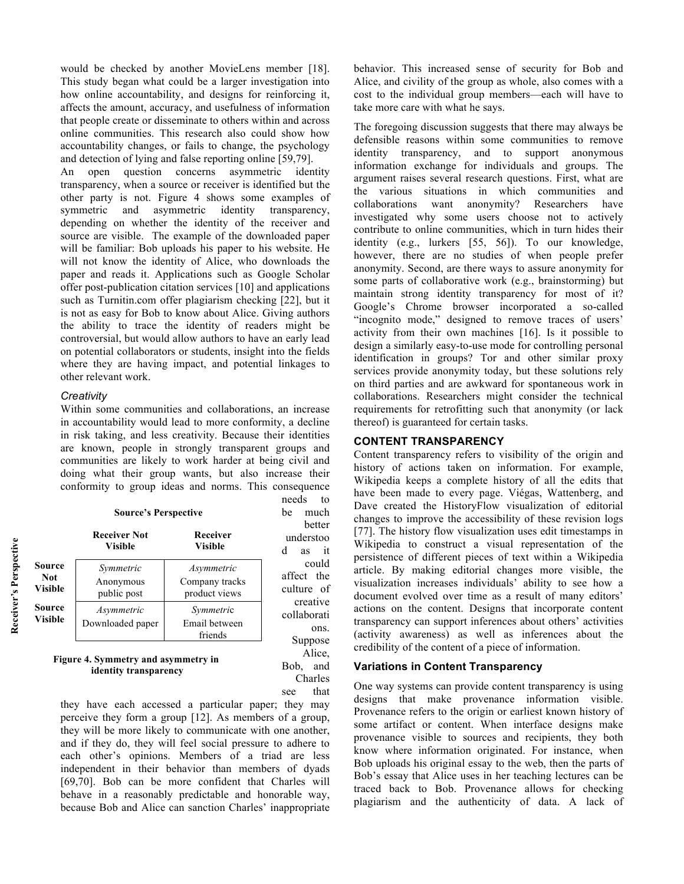would be checked by another MovieLens member [18]. This study began what could be a larger investigation into how online accountability, and designs for reinforcing it, affects the amount, accuracy, and usefulness of information that people create or disseminate to others within and across online communities. This research also could show how accountability changes, or fails to change, the psychology and detection of lying and false reporting online [59,79].

An open question concerns asymmetric identity transparency, when a source or receiver is identified but the other party is not. Figure 4 shows some examples of symmetric and asymmetric identity transparency, depending on whether the identity of the receiver and source are visible. The example of the downloaded paper will be familiar: Bob uploads his paper to his website. He will not know the identity of Alice, who downloads the paper and reads it. Applications such as Google Scholar offer post-publication citation services [10] and applications such as Turnitin.com offer plagiarism checking [22], but it is not as easy for Bob to know about Alice. Giving authors the ability to trace the identity of readers might be controversial, but would allow authors to have an early lead on potential collaborators or students, insight into the fields where they are having impact, and potential linkages to other relevant work.

### *Creativity*

Within some communities and collaborations, an increase in accountability would lead to more conformity, a decline in risk taking, and less creativity. Because their identities are known, people in strongly transparent groups and communities are likely to work harder at being civil and doing what their group wants, but also increase their conformity to group ideas and norms. This consequence needs to be much better understood as it could affect the culture of creative collaborations. Suppose Alice, Bob, and Charles see that they have each accessed a particular paper; they may perceive they form a group [12]. As members of a group, they will be more likely to communicate with one another, and if they do, they will feel social pressure to adhere to each other's opinions. Members of a triad are less independent in their behavior than members of dyads [69,70]. Bob can be more confident that Charles will behave in a reasonably predictable and honorable way, because Bob and Alice can sanction Charles' inappropriate behavior. This increased sense of security for Bob and Alice, and civility of the group as whole, also comes with a cost to the individual group members—each will have to take more care with what he says.

| Receiver's Perspective | Source's Perspective: Receiver Not Visible | Source's Perspective: Receiver Visible |
|---|---|---|
| **Source Not Visible** | *Symmetric*<br>Anonymous public post | *Asymmetric*<br>Company tracks product views |
| **Source Visible** | *Asymmetric*<br>Downloaded paper | *Symmetric*<br>Email between friends |

**Figure 4. Symmetry and asymmetry in identity transparency**

The foregoing discussion suggests that there may always be defensible reasons within some communities to remove identity transparency, and to support anonymous information exchange for individuals and groups. The argument raises several research questions. First, what are the various situations in which communities and collaborations want anonymity? Researchers have investigated why some users choose not to actively contribute to online communities, which in turn hides their identity (e.g., lurkers [55, 56]). To our knowledge, however, there are no studies of when people prefer anonymity. Second, are there ways to assure anonymity for some parts of collaborative work (e.g., brainstorming) but maintain strong identity transparency for most of it? Google's Chrome browser incorporated a so-called "incognito mode," designed to remove traces of users' activity from their own machines [16]. Is it possible to design a similarly easy-to-use mode for controlling personal identification in groups? Tor and other similar proxy services provide anonymity today, but these solutions rely on third parties and are awkward for spontaneous work in collaborations. Researchers might consider the technical requirements for retrofitting such that anonymity (or lack thereof) is guaranteed for certain tasks.

## CONTENT TRANSPARENCY

Content transparency refers to visibility of the origin and history of actions taken on information. For example, Wikipedia keeps a complete history of all the edits that have been made to every page. Viégas, Wattenberg, and Dave created the HistoryFlow visualization of editorial changes to improve the accessibility of these revision logs [77]. The history flow visualization uses edit timestamps in Wikipedia to construct a visual representation of the persistence of different pieces of text within a Wikipedia article. By making editorial changes more visible, the visualization increases individuals' ability to see how a document evolved over time as a result of many editors' actions on the content. Designs that incorporate content transparency can support inferences about others' activities (activity awareness) as well as inferences about the credibility of the content of a piece of information.

### Variations in Content Transparency

One way systems can provide content transparency is using designs that make provenance information visible. Provenance refers to the origin or earliest known history of some artifact or content. When interface designs make provenance visible to sources and recipients, they both know where information originated. For instance, when Bob uploads his original essay to the web, then the parts of Bob's essay that Alice uses in her teaching lectures can be traced back to Bob. Provenance allows for checking plagiarism and the authenticity of data. A lack of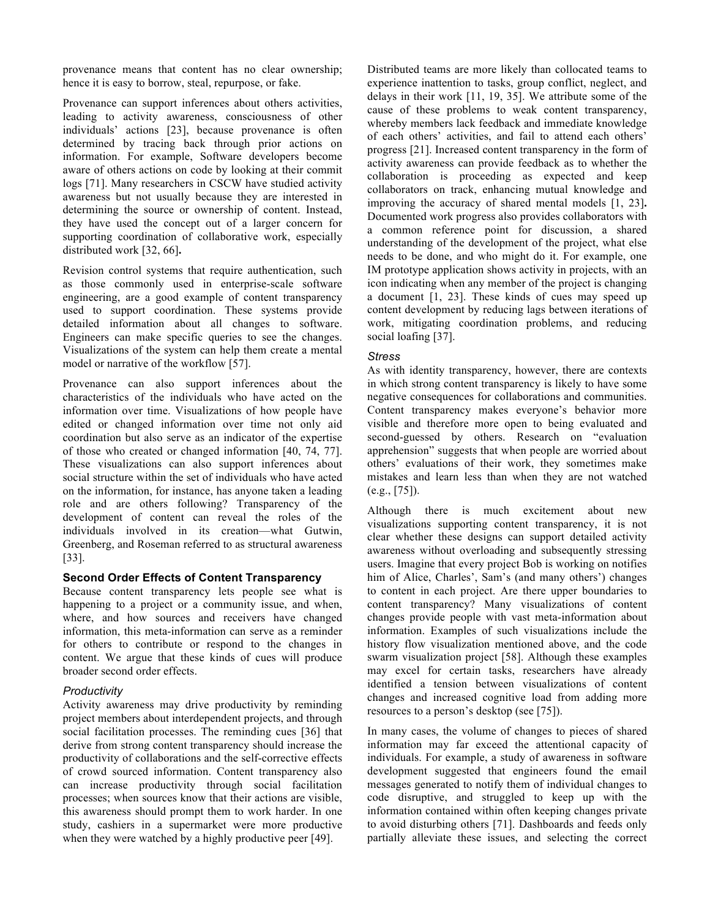provenance means that content has no clear ownership; hence it is easy to borrow, steal, repurpose, or fake.

Provenance can support inferences about others activities, leading to activity awareness, consciousness of other individuals' actions [23], because provenance is often determined by tracing back through prior actions on information. For example, Software developers become aware of others actions on code by looking at their commit logs [71]. Many researchers in CSCW have studied activity awareness but not usually because they are interested in determining the source or ownership of content. Instead, they have used the concept out of a larger concern for supporting coordination of collaborative work, especially distributed work [32, 66]**.**

Revision control systems that require authentication, such as those commonly used in enterprise-scale software engineering, are a good example of content transparency used to support coordination. These systems provide detailed information about all changes to software. Engineers can make specific queries to see the changes. Visualizations of the system can help them create a mental model or narrative of the workflow [57].

Provenance can also support inferences about the characteristics of the individuals who have acted on the information over time. Visualizations of how people have edited or changed information over time not only aid coordination but also serve as an indicator of the expertise of those who created or changed information [40, 74, 77]. These visualizations can also support inferences about social structure within the set of individuals who have acted on the information, for instance, has anyone taken a leading role and are others following? Transparency of the development of content can reveal the roles of the individuals involved in its creation—what Gutwin, Greenberg, and Roseman referred to as structural awareness [33].

## Second Order Effects of Content Transparency

Because content transparency lets people see what is happening to a project or a community issue, and when, where, and how sources and receivers have changed information, this meta-information can serve as a reminder for others to contribute or respond to the changes in content. We argue that these kinds of cues will produce broader second order effects.

### *Productivity*

Activity awareness may drive productivity by reminding project members about interdependent projects, and through social facilitation processes. The reminding cues [36] that derive from strong content transparency should increase the productivity of collaborations and the self-corrective effects of crowd sourced information. Content transparency also can increase productivity through social facilitation processes; when sources know that their actions are visible, this awareness should prompt them to work harder. In one study, cashiers in a supermarket were more productive when they were watched by a highly productive peer [49].

Distributed teams are more likely than collocated teams to experience inattention to tasks, group conflict, neglect, and delays in their work [11, 19, 35]. We attribute some of the cause of these problems to weak content transparency, whereby members lack feedback and immediate knowledge of each others' activities, and fail to attend each others' progress [21]. Increased content transparency in the form of activity awareness can provide feedback as to whether the collaboration is proceeding as expected and keep collaborators on track, enhancing mutual knowledge and improving the accuracy of shared mental models [1, 23]**.** Documented work progress also provides collaborators with a common reference point for discussion, a shared understanding of the development of the project, what else needs to be done, and who might do it. For example, one IM prototype application shows activity in projects, with an icon indicating when any member of the project is changing a document [1, 23]. These kinds of cues may speed up content development by reducing lags between iterations of work, mitigating coordination problems, and reducing social loafing [37].

### *Stress*

As with identity transparency, however, there are contexts in which strong content transparency is likely to have some negative consequences for collaborations and communities. Content transparency makes everyone's behavior more visible and therefore more open to being evaluated and second-guessed by others. Research on "evaluation apprehension" suggests that when people are worried about others' evaluations of their work, they sometimes make mistakes and learn less than when they are not watched (e.g., [75]).

Although there is much excitement about new visualizations supporting content transparency, it is not clear whether these designs can support detailed activity awareness without overloading and subsequently stressing users. Imagine that every project Bob is working on notifies him of Alice, Charles', Sam's (and many others') changes to content in each project. Are there upper boundaries to content transparency? Many visualizations of content changes provide people with vast meta-information about information. Examples of such visualizations include the history flow visualization mentioned above, and the code swarm visualization project [58]. Although these examples may excel for certain tasks, researchers have already identified a tension between visualizations of content changes and increased cognitive load from adding more resources to a person's desktop (see [75]).

In many cases, the volume of changes to pieces of shared information may far exceed the attentional capacity of individuals. For example, a study of awareness in software development suggested that engineers found the email messages generated to notify them of individual changes to code disruptive, and struggled to keep up with the information contained within often keeping changes private to avoid disturbing others [71]. Dashboards and feeds only partially alleviate these issues, and selecting the correct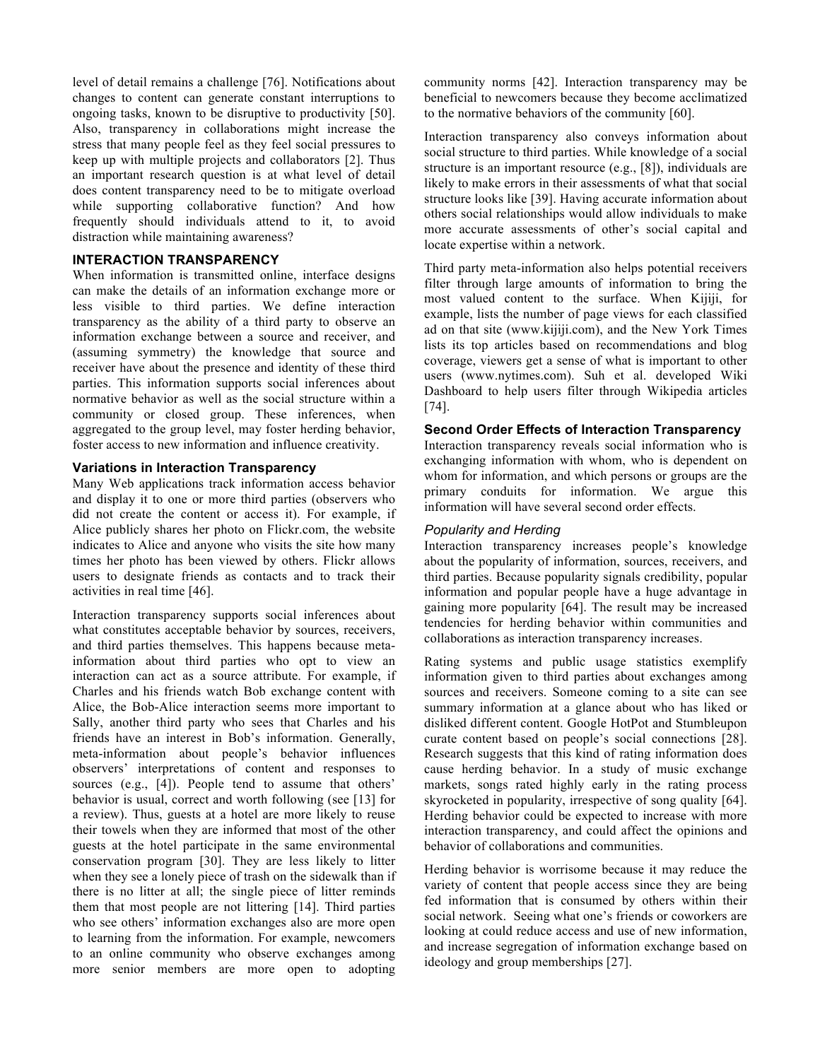level of detail remains a challenge [76]. Notifications about changes to content can generate constant interruptions to ongoing tasks, known to be disruptive to productivity [50]. Also, transparency in collaborations might increase the stress that many people feel as they feel social pressures to keep up with multiple projects and collaborators [2]. Thus an important research question is at what level of detail does content transparency need to be to mitigate overload while supporting collaborative function? And how frequently should individuals attend to it, to avoid distraction while maintaining awareness?

## INTERACTION TRANSPARENCY

When information is transmitted online, interface designs can make the details of an information exchange more or less visible to third parties. We define interaction transparency as the ability of a third party to observe an information exchange between a source and receiver, and (assuming symmetry) the knowledge that source and receiver have about the presence and identity of these third parties. This information supports social inferences about normative behavior as well as the social structure within a community or closed group. These inferences, when aggregated to the group level, may foster herding behavior, foster access to new information and influence creativity.

### Variations in Interaction Transparency

Many Web applications track information access behavior and display it to one or more third parties (observers who did not create the content or access it). For example, if Alice publicly shares her photo on Flickr.com, the website indicates to Alice and anyone who visits the site how many times her photo has been viewed by others. Flickr allows users to designate friends as contacts and to track their activities in real time [46].

Interaction transparency supports social inferences about what constitutes acceptable behavior by sources, receivers, and third parties themselves. This happens because meta-information about third parties who opt to view an interaction can act as a source attribute. For example, if Charles and his friends watch Bob exchange content with Alice, the Bob-Alice interaction seems more important to Sally, another third party who sees that Charles and his friends have an interest in Bob's information. Generally, meta-information about people's behavior influences observers' interpretations of content and responses to sources (e.g., [4]). People tend to assume that others' behavior is usual, correct and worth following (see [13] for a review). Thus, guests at a hotel are more likely to reuse their towels when they are informed that most of the other guests at the hotel participate in the same environmental conservation program [30]. They are less likely to litter when they see a lonely piece of trash on the sidewalk than if there is no litter at all; the single piece of litter reminds them that most people are not littering [14]. Third parties who see others' information exchanges also are more open to learning from the information. For example, newcomers to an online community who observe exchanges among more senior members are more open to adopting community norms [42]. Interaction transparency may be beneficial to newcomers because they become acclimatized to the normative behaviors of the community [60].

Interaction transparency also conveys information about social structure to third parties. While knowledge of a social structure is an important resource (e.g., [8]), individuals are likely to make errors in their assessments of what that social structure looks like [39]. Having accurate information about others social relationships would allow individuals to make more accurate assessments of other's social capital and locate expertise within a network.

Third party meta-information also helps potential receivers filter through large amounts of information to bring the most valued content to the surface. When Kijiji, for example, lists the number of page views for each classified ad on that site (www.kijiji.com), and the New York Times lists its top articles based on recommendations and blog coverage, viewers get a sense of what is important to other users (www.nytimes.com). Suh et al. developed Wiki Dashboard to help users filter through Wikipedia articles [74].

### Second Order Effects of Interaction Transparency

Interaction transparency reveals social information who is exchanging information with whom, who is dependent on whom for information, and which persons or groups are the primary conduits for information. We argue this information will have several second order effects.

#### *Popularity and Herding*

Interaction transparency increases people's knowledge about the popularity of information, sources, receivers, and third parties. Because popularity signals credibility, popular information and popular people have a huge advantage in gaining more popularity [64]. The result may be increased tendencies for herding behavior within communities and collaborations as interaction transparency increases.

Rating systems and public usage statistics exemplify information given to third parties about exchanges among sources and receivers. Someone coming to a site can see summary information at a glance about who has liked or disliked different content. Google HotPot and Stumbleupon curate content based on people's social connections [28]. Research suggests that this kind of rating information does cause herding behavior. In a study of music exchange markets, songs rated highly early in the rating process skyrocketed in popularity, irrespective of song quality [64]. Herding behavior could be expected to increase with more interaction transparency, and could affect the opinions and behavior of collaborations and communities.

Herding behavior is worrisome because it may reduce the variety of content that people access since they are being fed information that is consumed by others within their social network. Seeing what one's friends or coworkers are looking at could reduce access and use of new information, and increase segregation of information exchange based on ideology and group memberships [27].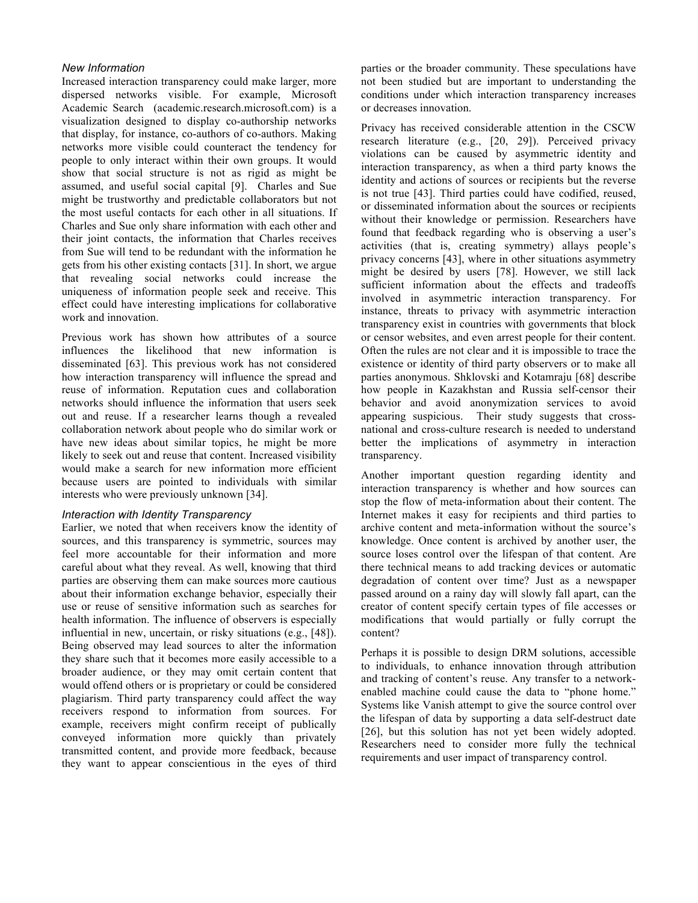### *New Information*

Increased interaction transparency could make larger, more dispersed networks visible. For example, Microsoft Academic Search (academic.research.microsoft.com) is a visualization designed to display co-authorship networks that display, for instance, co-authors of co-authors. Making networks more visible could counteract the tendency for people to only interact within their own groups. It would show that social structure is not as rigid as might be assumed, and useful social capital [9]. Charles and Sue might be trustworthy and predictable collaborators but not the most useful contacts for each other in all situations. If Charles and Sue only share information with each other and their joint contacts, the information that Charles receives from Sue will tend to be redundant with the information he gets from his other existing contacts [31]. In short, we argue that revealing social networks could increase the uniqueness of information people seek and receive. This effect could have interesting implications for collaborative work and innovation.

Previous work has shown how attributes of a source influences the likelihood that new information is disseminated [63]. This previous work has not considered how interaction transparency will influence the spread and reuse of information. Reputation cues and collaboration networks should influence the information that users seek out and reuse. If a researcher learns though a revealed collaboration network about people who do similar work or have new ideas about similar topics, he might be more likely to seek out and reuse that content. Increased visibility would make a search for new information more efficient because users are pointed to individuals with similar interests who were previously unknown [34].

### *Interaction with Identity Transparency*

Earlier, we noted that when receivers know the identity of sources, and this transparency is symmetric, sources may feel more accountable for their information and more careful about what they reveal. As well, knowing that third parties are observing them can make sources more cautious about their information exchange behavior, especially their use or reuse of sensitive information such as searches for health information. The influence of observers is especially influential in new, uncertain, or risky situations (e.g., [48]). Being observed may lead sources to alter the information they share such that it becomes more easily accessible to a broader audience, or they may omit certain content that would offend others or is proprietary or could be considered plagiarism. Third party transparency could affect the way receivers respond to information from sources. For example, receivers might confirm receipt of publically conveyed information more quickly than privately transmitted content, and provide more feedback, because they want to appear conscientious in the eyes of third parties or the broader community. These speculations have not been studied but are important to understanding the conditions under which interaction transparency increases or decreases innovation.

Privacy has received considerable attention in the CSCW research literature (e.g., [20, 29]). Perceived privacy violations can be caused by asymmetric identity and interaction transparency, as when a third party knows the identity and actions of sources or recipients but the reverse is not true [43]. Third parties could have codified, reused, or disseminated information about the sources or recipients without their knowledge or permission. Researchers have found that feedback regarding who is observing a user's activities (that is, creating symmetry) allays people's privacy concerns [43], where in other situations asymmetry might be desired by users [78]. However, we still lack sufficient information about the effects and tradeoffs involved in asymmetric interaction transparency. For instance, threats to privacy with asymmetric interaction transparency exist in countries with governments that block or censor websites, and even arrest people for their content. Often the rules are not clear and it is impossible to trace the existence or identity of third party observers or to make all parties anonymous. Shklovski and Kotamraju [68] describe how people in Kazakhstan and Russia self-censor their behavior and avoid anonymization services to avoid appearing suspicious. Their study suggests that cross-national and cross-culture research is needed to understand better the implications of asymmetry in interaction transparency.

Another important question regarding identity and interaction transparency is whether and how sources can stop the flow of meta-information about their content. The Internet makes it easy for recipients and third parties to archive content and meta-information without the source's knowledge. Once content is archived by another user, the source loses control over the lifespan of that content. Are there technical means to add tracking devices or automatic degradation of content over time? Just as a newspaper passed around on a rainy day will slowly fall apart, can the creator of content specify certain types of file accesses or modifications that would partially or fully corrupt the content?

Perhaps it is possible to design DRM solutions, accessible to individuals, to enhance innovation through attribution and tracking of content's reuse. Any transfer to a network-enabled machine could cause the data to "phone home." Systems like Vanish attempt to give the source control over the lifespan of data by supporting a data self-destruct date [26], but this solution has not yet been widely adopted. Researchers need to consider more fully the technical requirements and user impact of transparency control.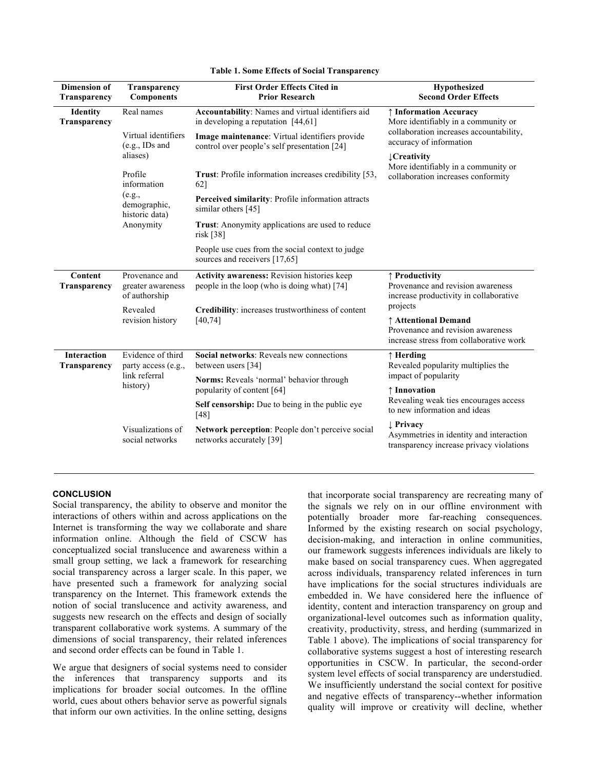**Table 1. Some Effects of Social Transparency**

| Dimension of Transparency | Transparency Components | First Order Effects Cited in Prior Research | Hypothesized Second Order Effects |
|---|---|---|---|
| **Identity Transparency** | Real names | **Accountability**: Names and virtual identifiers aid in developing a reputation [44,61] | **↑ Information Accuracy** More identifiably in a community or collaboration increases accountability, accuracy of information |
| | Virtual identifiers (e.g., IDs and aliases) | **Image maintenance**: Virtual identifiers provide control over people's self presentation [24] | **↓Creativity** More identifiably in a community or collaboration increases conformity |
| | Profile information (e.g., demographic, historic data) | **Trust**: Profile information increases credibility [53, 62] | |
| | | **Perceived similarity**: Profile information attracts similar others [45] | |
| | Anonymity | **Trust**: Anonymity applications are used to reduce risk [38] | |
| | | People use cues from the social context to judge sources and receivers [17,65] | |
| **Content Transparency** | Provenance and greater awareness of authorship | **Activity awareness:** Revision histories keep people in the loop (who is doing what) [74] | **↑ Productivity** Provenance and revision awareness increase productivity in collaborative projects |
| | Revealed revision history | **Credibility**: increases trustworthiness of content [40,74] | **↑ Attentional Demand** Provenance and revision awareness increase stress from collaborative work |
| **Interaction Transparency** | Evidence of third party access (e.g., link referral history) | **Social networks**: Reveals new connections between users [34] | **↑ Herding** Revealed popularity multiplies the impact of popularity |
| | | **Norms:** Reveals 'normal' behavior through popularity of content [64] | **↑ Innovation** Revealing weak ties encourages access to new information and ideas |
| | | **Self censorship:** Due to being in the public eye [48] | |
| | Visualizations of social networks | **Network perception**: People don't perceive social networks accurately [39] | **↓ Privacy** Asymmetries in identity and interaction transparency increase privacy violations |

## CONCLUSION

Social transparency, the ability to observe and monitor the interactions of others within and across applications on the Internet is transforming the way we collaborate and share information online. Although the field of CSCW has conceptualized social translucence and awareness within a small group setting, we lack a framework for researching social transparency across a larger scale. In this paper, we have presented such a framework for analyzing social transparency on the Internet. This framework extends the notion of social translucence and activity awareness, and suggests new research on the effects and design of socially transparent collaborative work systems. A summary of the dimensions of social transparency, their related inferences and second order effects can be found in Table 1.

We argue that designers of social systems need to consider the inferences that transparency supports and its implications for broader social outcomes. In the offline world, cues about others behavior serve as powerful signals that inform our own activities. In the online setting, designs that incorporate social transparency are recreating many of the signals we rely on in our offline environment with potentially broader more far-reaching consequences. Informed by the existing research on social psychology, decision-making, and interaction in online communities, our framework suggests inferences individuals are likely to make based on social transparency cues. When aggregated across individuals, transparency related inferences in turn have implications for the social structures individuals are embedded in. We have considered here the influence of identity, content and interaction transparency on group and organizational-level outcomes such as information quality, creativity, productivity, stress, and herding (summarized in Table 1 above). The implications of social transparency for collaborative systems suggest a host of interesting research opportunities in CSCW. In particular, the second-order system level effects of social transparency are understudied. We insufficiently understand the social context for positive and negative effects of transparency--whether information quality will improve or creativity will decline, whether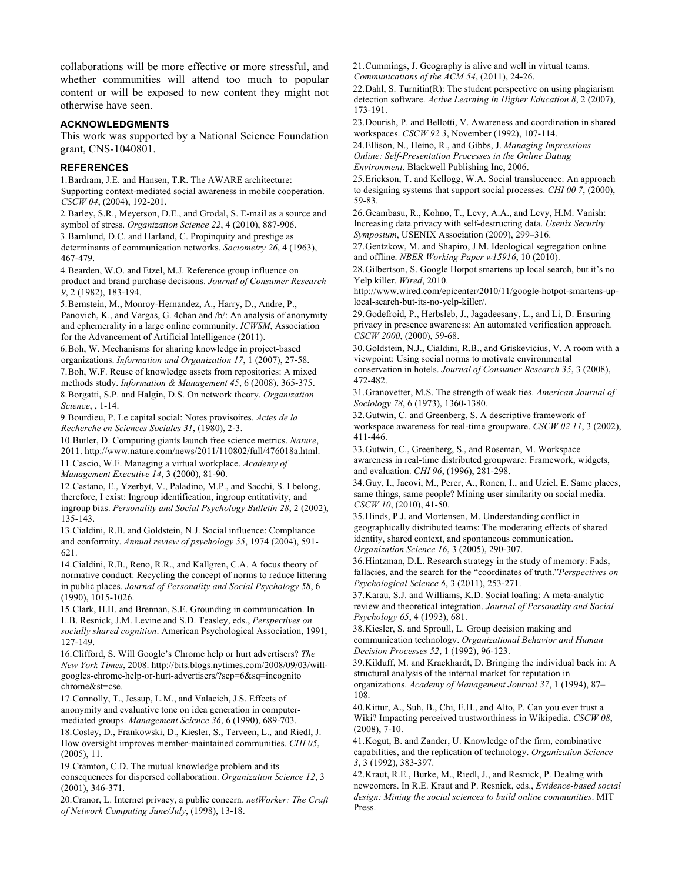collaborations will be more effective or more stressful, and whether communities will attend too much to popular content or will be exposed to new content they might not otherwise have seen.

## ACKNOWLEDGMENTS

This work was supported by a National Science Foundation grant, CNS-1040801.

## REFERENCES

1. Bardram, J.E. and Hansen, T.R. The AWARE architecture: Supporting context-mediated social awareness in mobile cooperation. *CSCW 04*, (2004), 192-201.
2. Barley, S.R., Meyerson, D.E., and Grodal, S. E-mail as a source and symbol of stress. *Organization Science 22*, 4 (2010), 887-906.
3. Barnlund, D.C. and Harland, C. Propinquity and prestige as determinants of communication networks. *Sociometry 26*, 4 (1963), 467-479.
4. Bearden, W.O. and Etzel, M.J. Reference group influence on product and brand purchase decisions. *Journal of Consumer Research 9*, 2 (1982), 183-194.
5. Bernstein, M., Monroy-Hernandez, A., Harry, D., Andre, P., Panovich, K., and Vargas, G. 4chan and /b/: An analysis of anonymity and ephemerality in a large online community. *ICWSM*, Association for the Advancement of Artificial Intelligence (2011).
6. Boh, W. Mechanisms for sharing knowledge in project-based organizations. *Information and Organization 17*, 1 (2007), 27-58.
7. Boh, W.F. Reuse of knowledge assets from repositories: A mixed methods study. *Information & Management 45*, 6 (2008), 365-375.
8. Borgatti, S.P. and Halgin, D.S. On network theory. *Organization Science*, , 1-14.
9. Bourdieu, P. Le capital social: Notes provisoires. *Actes de la Recherche en Sciences Sociales 31*, (1980), 2-3.
10. Butler, D. Computing giants launch free science metrics. *Nature*, 2011. http://www.nature.com/news/2011/110802/full/476018a.html.
11. Cascio, W.F. Managing a virtual workplace. *Academy of Management Executive 14*, 3 (2000), 81-90.
12. Castano, E., Yzerbyt, V., Paladino, M.P., and Sacchi, S. I belong, therefore, I exist: Ingroup identification, ingroup entitativity, and ingroup bias. *Personality and Social Psychology Bulletin 28*, 2 (2002), 135-143.
13. Cialdini, R.B. and Goldstein, N.J. Social influence: Compliance and conformity. *Annual review of psychology 55*, 1974 (2004), 591-621.
14. Cialdini, R.B., Reno, R.R., and Kallgren, C.A. A focus theory of normative conduct: Recycling the concept of norms to reduce littering in public places. *Journal of Personality and Social Psychology 58*, 6 (1990), 1015-1026.
15. Clark, H.H. and Brennan, S.E. Grounding in communication. In L.B. Resnick, J.M. Levine and S.D. Teasley, eds., *Perspectives on socially shared cognition*. American Psychological Association, 1991, 127-149.
16. Clifford, S. Will Google's Chrome help or hurt advertisers? *The New York Times*, 2008. http://bits.blogs.nytimes.com/2008/09/03/will-googles-chrome-help-or-hurt-advertisers/?scp=6&sq=incognito chrome&st=cse.
17. Connolly, T., Jessup, L.M., and Valacich, J.S. Effects of anonymity and evaluative tone on idea generation in computer-mediated groups. *Management Science 36*, 6 (1990), 689-703.
18. Cosley, D., Frankowski, D., Kiesler, S., Terveen, L., and Riedl, J. How oversight improves member-maintained communities. *CHI 05*, (2005), 11.
19. Cramton, C.D. The mutual knowledge problem and its consequences for dispersed collaboration. *Organization Science 12*, 3 (2001), 346-371.
20. Cranor, L. Internet privacy, a public concern. *netWorker: The Craft of Network Computing June/July*, (1998), 13-18.
21. Cummings, J. Geography is alive and well in virtual teams. *Communications of the ACM 54*, (2011), 24-26.
22. Dahl, S. Turnitin(R): The student perspective on using plagiarism detection software. *Active Learning in Higher Education 8*, 2 (2007), 173-191.
23. Dourish, P. and Bellotti, V. Awareness and coordination in shared workspaces. *CSCW 92 3*, November (1992), 107-114.
24. Ellison, N., Heino, R., and Gibbs, J. *Managing Impressions Online: Self-Presentation Processes in the Online Dating Environment*. Blackwell Publishing Inc, 2006.
25. Erickson, T. and Kellogg, W.A. Social translucence: An approach to designing systems that support social processes. *CHI 00 7*, (2000), 59-83.
26. Geambasu, R., Kohno, T., Levy, A.A., and Levy, H.M. Vanish: Increasing data privacy with self-destructing data. *Usenix Security Symposium*, USENIX Association (2009), 299–316.
27. Gentzkow, M. and Shapiro, J.M. Ideological segregation online and offline. *NBER Working Paper w15916*, 10 (2010).
28. Gilbertson, S. Google Hotpot smartens up local search, but it's no Yelp killer. *Wired*, 2010. http://www.wired.com/epicenter/2010/11/google-hotpot-smartens-up-local-search-but-its-no-yelp-killer/.
29. Godefroid, P., Herbsleb, J., Jagadeesany, L., and Li, D. Ensuring privacy in presence awareness: An automated verification approach. *CSCW 2000*, (2000), 59-68.
30. Goldstein, N.J., Cialdini, R.B., and Griskevicius, V. A room with a viewpoint: Using social norms to motivate environmental conservation in hotels. *Journal of Consumer Research 35*, 3 (2008), 472-482.
31. Granovetter, M.S. The strength of weak ties. *American Journal of Sociology 78*, 6 (1973), 1360-1380.
32. Gutwin, C. and Greenberg, S. A descriptive framework of workspace awareness for real-time groupware. *CSCW 02 11*, 3 (2002), 411-446.
33. Gutwin, C., Greenberg, S., and Roseman, M. Workspace awareness in real-time distributed groupware: Framework, widgets, and evaluation. *CHI 96*, (1996), 281-298.
34. Guy, I., Jacovi, M., Perer, A., Ronen, I., and Uziel, E. Same places, same things, same people? Mining user similarity on social media. *CSCW 10*, (2010), 41-50.
35. Hinds, P.J. and Mortensen, M. Understanding conflict in geographically distributed teams: The moderating effects of shared identity, shared context, and spontaneous communication. *Organization Science 16*, 3 (2005), 290-307.
36. Hintzman, D.L. Research strategy in the study of memory: Fads, fallacies, and the search for the "coordinates of truth."*Perspectives on Psychological Science 6*, 3 (2011), 253-271.
37. Karau, S.J. and Williams, K.D. Social loafing: A meta-analytic review and theoretical integration. *Journal of Personality and Social Psychology 65*, 4 (1993), 681.
38. Kiesler, S. and Sproull, L. Group decision making and communication technology. *Organizational Behavior and Human Decision Processes 52*, 1 (1992), 96-123.
39. Kilduff, M. and Krackhardt, D. Bringing the individual back in: A structural analysis of the internal market for reputation in organizations. *Academy of Management Journal 37*, 1 (1994), 87–108.
40. Kittur, A., Suh, B., Chi, E.H., and Alto, P. Can you ever trust a Wiki? Impacting perceived trustworthiness in Wikipedia. *CSCW 08*, (2008), 7-10.
41. Kogut, B. and Zander, U. Knowledge of the firm, combinative capabilities, and the replication of technology. *Organization Science 3*, 3 (1992), 383-397.
42. Kraut, R.E., Burke, M., Riedl, J., and Resnick, P. Dealing with newcomers. In R.E. Kraut and P. Resnick, eds., *Evidence-based social design: Mining the social sciences to build online communities*. MIT Press.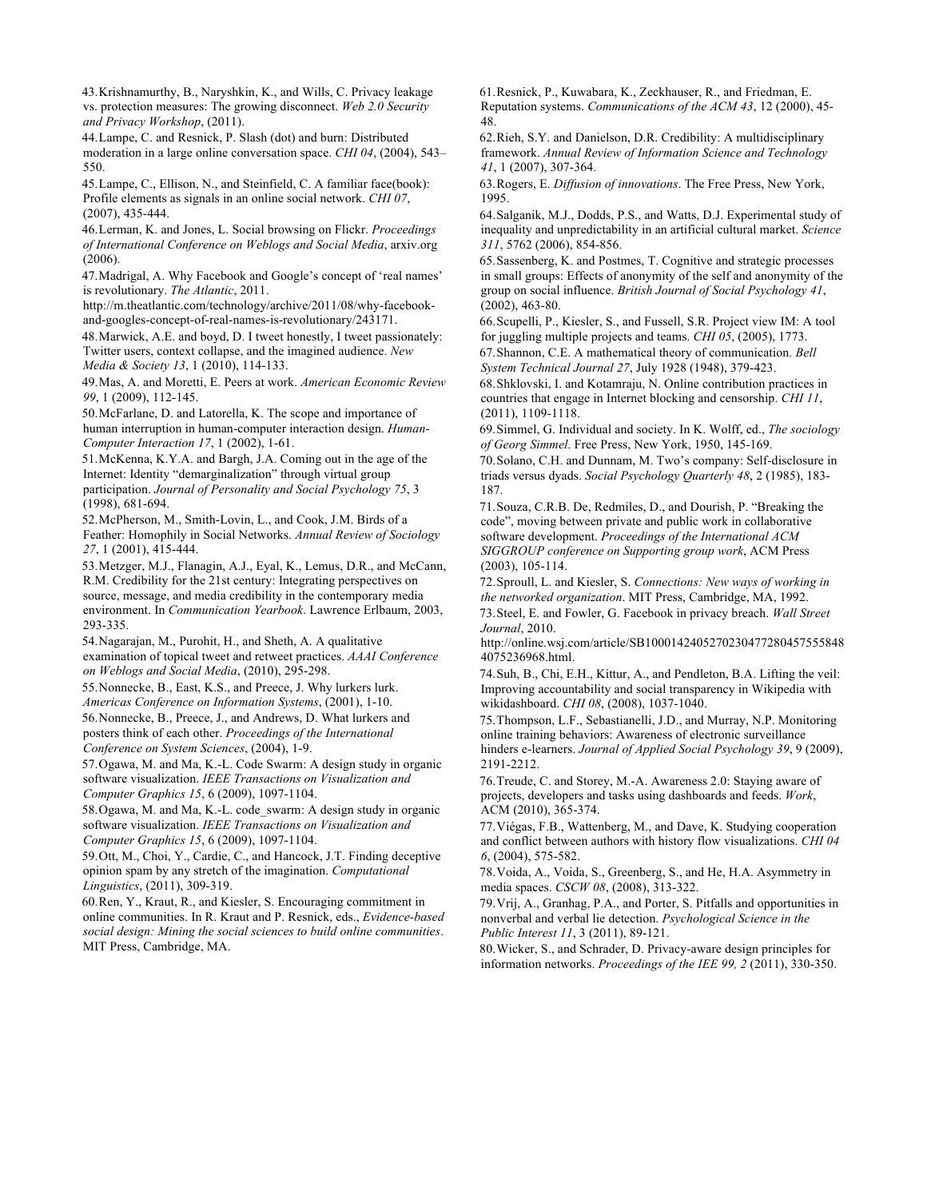43. Krishnamurthy, B., Naryshkin, K., and Wills, C. Privacy leakage vs. protection measures: The growing disconnect. *Web 2.0 Security and Privacy Workshop*, (2011).

44. Lampe, C. and Resnick, P. Slash (dot) and burn: Distributed moderation in a large online conversation space. *CHI 04*, (2004), 543–550.

45. Lampe, C., Ellison, N., and Steinfield, C. A familiar face(book): Profile elements as signals in an online social network. *CHI 07*, (2007), 435-444.

46. Lerman, K. and Jones, L. Social browsing on Flickr. *Proceedings of International Conference on Weblogs and Social Media*, arxiv.org (2006).

47. Madrigal, A. Why Facebook and Google's concept of 'real names' is revolutionary. *The Atlantic*, 2011. http://m.theatlantic.com/technology/archive/2011/08/why-facebook-and-googles-concept-of-real-names-is-revolutionary/243171.

48. Marwick, A.E. and boyd, D. I tweet honestly, I tweet passionately: Twitter users, context collapse, and the imagined audience. *New Media & Society 13*, 1 (2010), 114-133.

49. Mas, A. and Moretti, E. Peers at work. *American Economic Review 99*, 1 (2009), 112-145.

50. McFarlane, D. and Latorella, K. The scope and importance of human interruption in human-computer interaction design. *Human-Computer Interaction 17*, 1 (2002), 1-61.

51. McKenna, K.Y.A. and Bargh, J.A. Coming out in the age of the Internet: Identity "demarginalization" through virtual group participation. *Journal of Personality and Social Psychology 75*, 3 (1998), 681-694.

52. McPherson, M., Smith-Lovin, L., and Cook, J.M. Birds of a Feather: Homophily in Social Networks. *Annual Review of Sociology 27*, 1 (2001), 415-444.

53. Metzger, M.J., Flanagin, A.J., Eyal, K., Lemus, D.R., and McCann, R.M. Credibility for the 21st century: Integrating perspectives on source, message, and media credibility in the contemporary media environment. In *Communication Yearbook*. Lawrence Erlbaum, 2003, 293-335.

54. Nagarajan, M., Purohit, H., and Sheth, A. A qualitative examination of topical tweet and retweet practices. *AAAI Conference on Weblogs and Social Media*, (2010), 295-298.

55. Nonnecke, B., East, K.S., and Preece, J. Why lurkers lurk. *Americas Conference on Information Systems*, (2001), 1-10.

56. Nonnecke, B., Preece, J., and Andrews, D. What lurkers and posters think of each other. *Proceedings of the International Conference on System Sciences*, (2004), 1-9.

57. Ogawa, M. and Ma, K.-L. Code Swarm: A design study in organic software visualization. *IEEE Transactions on Visualization and Computer Graphics 15*, 6 (2009), 1097-1104.

58. Ogawa, M. and Ma, K.-L. code_swarm: A design study in organic software visualization. *IEEE Transactions on Visualization and Computer Graphics 15*, 6 (2009), 1097-1104.

59. Ott, M., Choi, Y., Cardie, C., and Hancock, J.T. Finding deceptive opinion spam by any stretch of the imagination. *Computational Linguistics*, (2011), 309-319.

60. Ren, Y., Kraut, R., and Kiesler, S. Encouraging commitment in online communities. In R. Kraut and P. Resnick, eds., *Evidence-based social design: Mining the social sciences to build online communities*. MIT Press, Cambridge, MA.

61. Resnick, P., Kuwabara, K., Zeckhauser, R., and Friedman, E. Reputation systems. *Communications of the ACM 43*, 12 (2000), 45-48.

62. Rieh, S.Y. and Danielson, D.R. Credibility: A multidisciplinary framework. *Annual Review of Information Science and Technology 41*, 1 (2007), 307-364.

63. Rogers, E. *Diffusion of innovations*. The Free Press, New York, 1995.

64. Salganik, M.J., Dodds, P.S., and Watts, D.J. Experimental study of inequality and unpredictability in an artificial cultural market. *Science 311*, 5762 (2006), 854-856.

65. Sassenberg, K. and Postmes, T. Cognitive and strategic processes in small groups: Effects of anonymity of the self and anonymity of the group on social influence. *British Journal of Social Psychology 41*, (2002), 463-80.

66. Scupelli, P., Kiesler, S., and Fussell, S.R. Project view IM: A tool for juggling multiple projects and teams. *CHI 05*, (2005), 1773.

67. Shannon, C.E. A mathematical theory of communication. *Bell System Technical Journal 27*, July 1928 (1948), 379-423.

68. Shklovski, I. and Kotamraju, N. Online contribution practices in countries that engage in Internet blocking and censorship. *CHI 11*, (2011), 1109-1118.

69. Simmel, G. Individual and society. In K. Wolff, ed., *The sociology of Georg Simmel*. Free Press, New York, 1950, 145-169.

70. Solano, C.H. and Dunnam, M. Two's company: Self-disclosure in triads versus dyads. *Social Psychology Quarterly 48*, 2 (1985), 183-187.

71. Souza, C.R.B. De, Redmiles, D., and Dourish, P. "Breaking the code", moving between private and public work in collaborative software development. *Proceedings of the International ACM SIGGROUP conference on Supporting group work*, ACM Press (2003), 105-114.

72. Sproull, L. and Kiesler, S. *Connections: New ways of working in the networked organization*. MIT Press, Cambridge, MA, 1992.

73. Steel, E. and Fowler, G. Facebook in privacy breach. *Wall Street Journal*, 2010. http://online.wsj.com/article/SB10001424052702304772804575558484075236968.html.

74. Suh, B., Chi, E.H., Kittur, A., and Pendleton, B.A. Lifting the veil: Improving accountability and social transparency in Wikipedia with wikidashboard. *CHI 08*, (2008), 1037-1040.

75. Thompson, L.F., Sebastianelli, J.D., and Murray, N.P. Monitoring online training behaviors: Awareness of electronic surveillance hinders e-learners. *Journal of Applied Social Psychology 39*, 9 (2009), 2191-2212.

76. Treude, C. and Storey, M.-A. Awareness 2.0: Staying aware of projects, developers and tasks using dashboards and feeds. *Work*, ACM (2010), 365-374.

77. Viégas, F.B., Wattenberg, M., and Dave, K. Studying cooperation and conflict between authors with history flow visualizations. *CHI 04 6*, (2004), 575-582.

78. Voida, A., Voida, S., Greenberg, S., and He, H.A. Asymmetry in media spaces. *CSCW 08*, (2008), 313-322.

79. Vrij, A., Granhag, P.A., and Porter, S. Pitfalls and opportunities in nonverbal and verbal lie detection. *Psychological Science in the Public Interest 11*, 3 (2011), 89-121.

80. Wicker, S., and Schrader, D. Privacy-aware design principles for information networks. *Proceedings of the IEE 99, 2* (2011), 330-350.